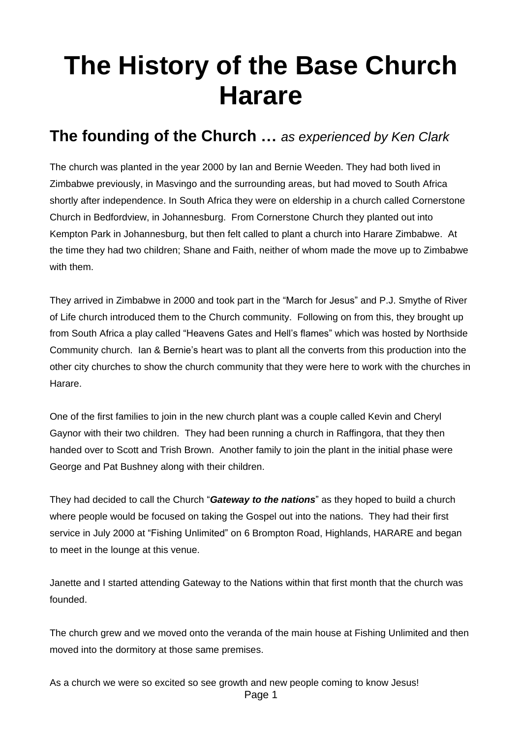# The History of the Base Church Harare

## The founding of the Church … *as experienced by Ken Clark*

The church was planted in the year 2000 by Ian and Bernie Weeden. They had both lived in Zimbabwe previously, in Masvingo and the surrounding areas, but had moved to South Africa shortly after independence. In South Africa they were on eldership in a church called Cornerstone Church in Bedfordview, in Johannesburg. From Cornerstone Church they planted out into Kempton Park in Johannesburg, but then felt called to plant a church into Harare Zimbabwe. At the time they had two children; Shane and Faith, neither of whom made the move up to Zimbabwe with them.

They arrived in Zimbabwe in 2000 and took part in the "March for Jesus" and P.J. Smythe of River of Life church introduced them to the Church community. Following on from this, they brought up from South Africa a play called "Heavens Gates and Hell's flames" which was hosted by Northside Community church. Ian & Bernie's heart was to plant all the converts from this production into the other city churches to show the church community that they were here to work with the churches in Harare.

One of the first families to join in the new church plant was a couple called Kevin and Cheryl Gaynor with their two children. They had been running a church in Raffingora, that they then handed over to Scott and Trish Brown. Another family to join the plant in the initial phase were George and Pat Bushney along with their children.

They had decided to call the Church "***Gateway to the nations***" as they hoped to build a church where people would be focused on taking the Gospel out into the nations. They had their first service in July 2000 at "Fishing Unlimited" on 6 Brompton Road, Highlands, HARARE and began to meet in the lounge at this venue.

Janette and I started attending Gateway to the Nations within that first month that the church was founded.

The church grew and we moved onto the veranda of the main house at Fishing Unlimited and then moved into the dormitory at those same premises.

As a church we were so excited so see growth and new people coming to know Jesus!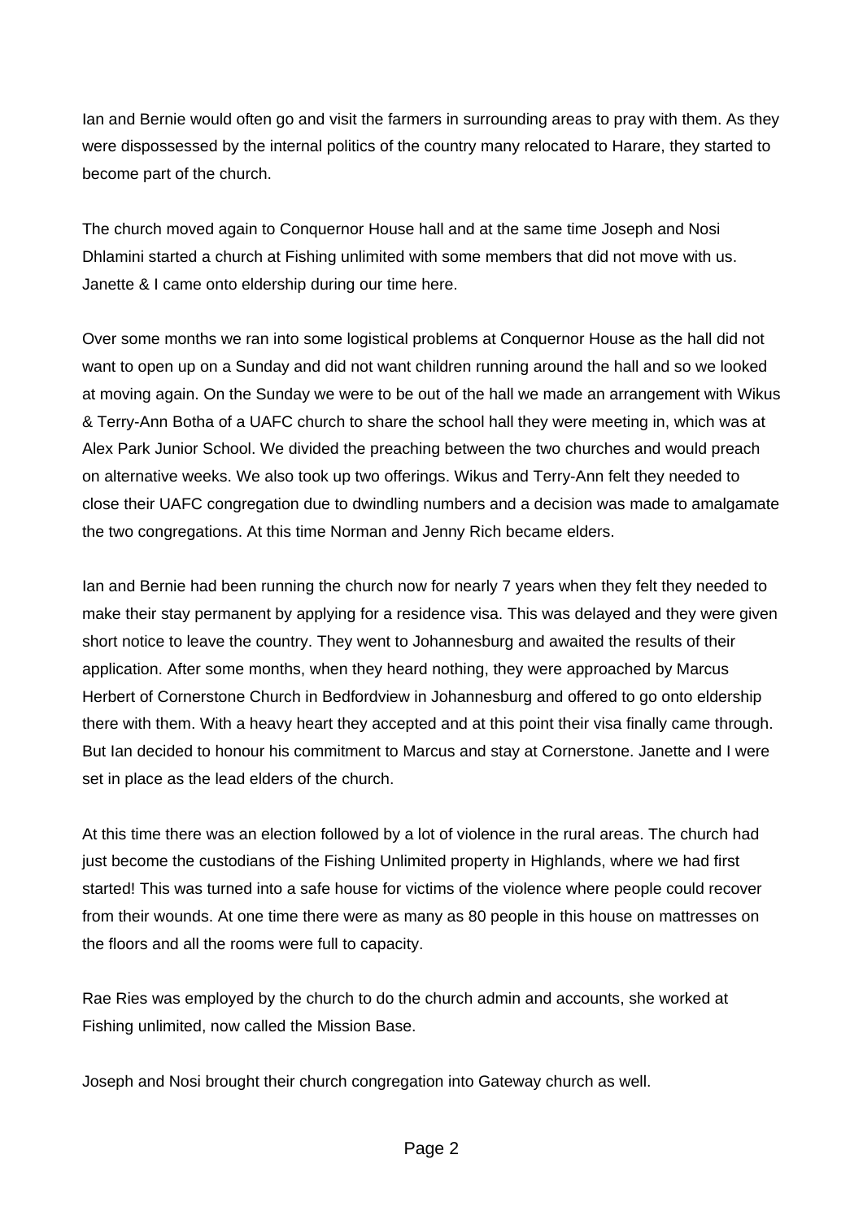Ian and Bernie would often go and visit the farmers in surrounding areas to pray with them. As they were dispossessed by the internal politics of the country many relocated to Harare, they started to become part of the church.

The church moved again to Conquernor House hall and at the same time Joseph and Nosi Dhlamini started a church at Fishing unlimited with some members that did not move with us. Janette & I came onto eldership during our time here.

Over some months we ran into some logistical problems at Conquernor House as the hall did not want to open up on a Sunday and did not want children running around the hall and so we looked at moving again. On the Sunday we were to be out of the hall we made an arrangement with Wikus & Terry-Ann Botha of a UAFC church to share the school hall they were meeting in, which was at Alex Park Junior School. We divided the preaching between the two churches and would preach on alternative weeks. We also took up two offerings. Wikus and Terry-Ann felt they needed to close their UAFC congregation due to dwindling numbers and a decision was made to amalgamate the two congregations. At this time Norman and Jenny Rich became elders.

Ian and Bernie had been running the church now for nearly 7 years when they felt they needed to make their stay permanent by applying for a residence visa. This was delayed and they were given short notice to leave the country. They went to Johannesburg and awaited the results of their application. After some months, when they heard nothing, they were approached by Marcus Herbert of Cornerstone Church in Bedfordview in Johannesburg and offered to go onto eldership there with them. With a heavy heart they accepted and at this point their visa finally came through. But Ian decided to honour his commitment to Marcus and stay at Cornerstone. Janette and I were set in place as the lead elders of the church.

At this time there was an election followed by a lot of violence in the rural areas. The church had just become the custodians of the Fishing Unlimited property in Highlands, where we had first started! This was turned into a safe house for victims of the violence where people could recover from their wounds. At one time there were as many as 80 people in this house on mattresses on the floors and all the rooms were full to capacity.

Rae Ries was employed by the church to do the church admin and accounts, she worked at Fishing unlimited, now called the Mission Base.

Joseph and Nosi brought their church congregation into Gateway church as well.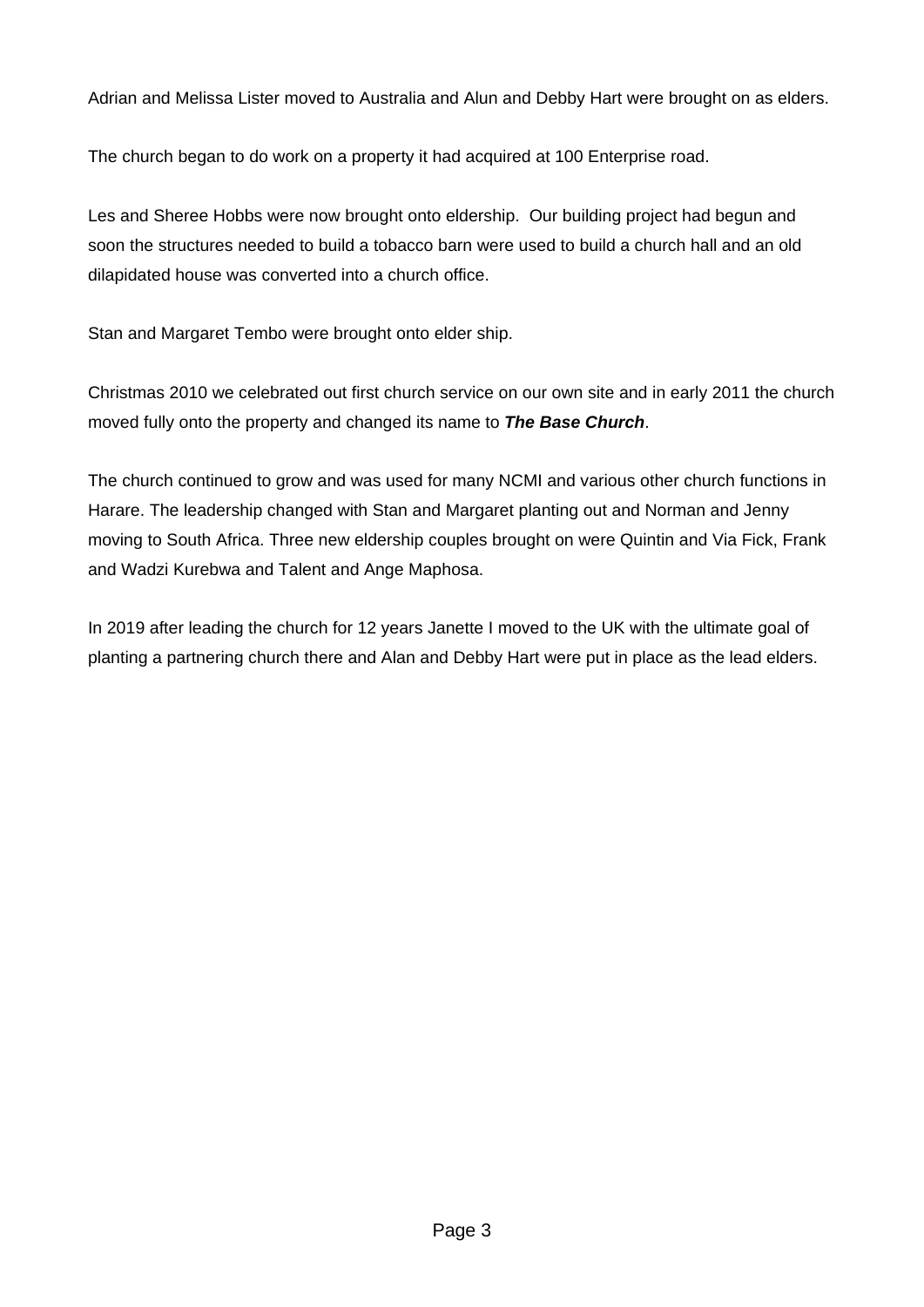Adrian and Melissa Lister moved to Australia and Alun and Debby Hart were brought on as elders.

The church began to do work on a property it had acquired at 100 Enterprise road.

Les and Sheree Hobbs were now brought onto eldership. Our building project had begun and soon the structures needed to build a tobacco barn were used to build a church hall and an old dilapidated house was converted into a church office.

Stan and Margaret Tembo were brought onto elder ship.

Christmas 2010 we celebrated out first church service on our own site and in early 2011 the church moved fully onto the property and changed its name to ***The Base Church***.

The church continued to grow and was used for many NCMI and various other church functions in Harare. The leadership changed with Stan and Margaret planting out and Norman and Jenny moving to South Africa. Three new eldership couples brought on were Quintin and Via Fick, Frank and Wadzi Kurebwa and Talent and Ange Maphosa.

In 2019 after leading the church for 12 years Janette I moved to the UK with the ultimate goal of planting a partnering church there and Alan and Debby Hart were put in place as the lead elders.